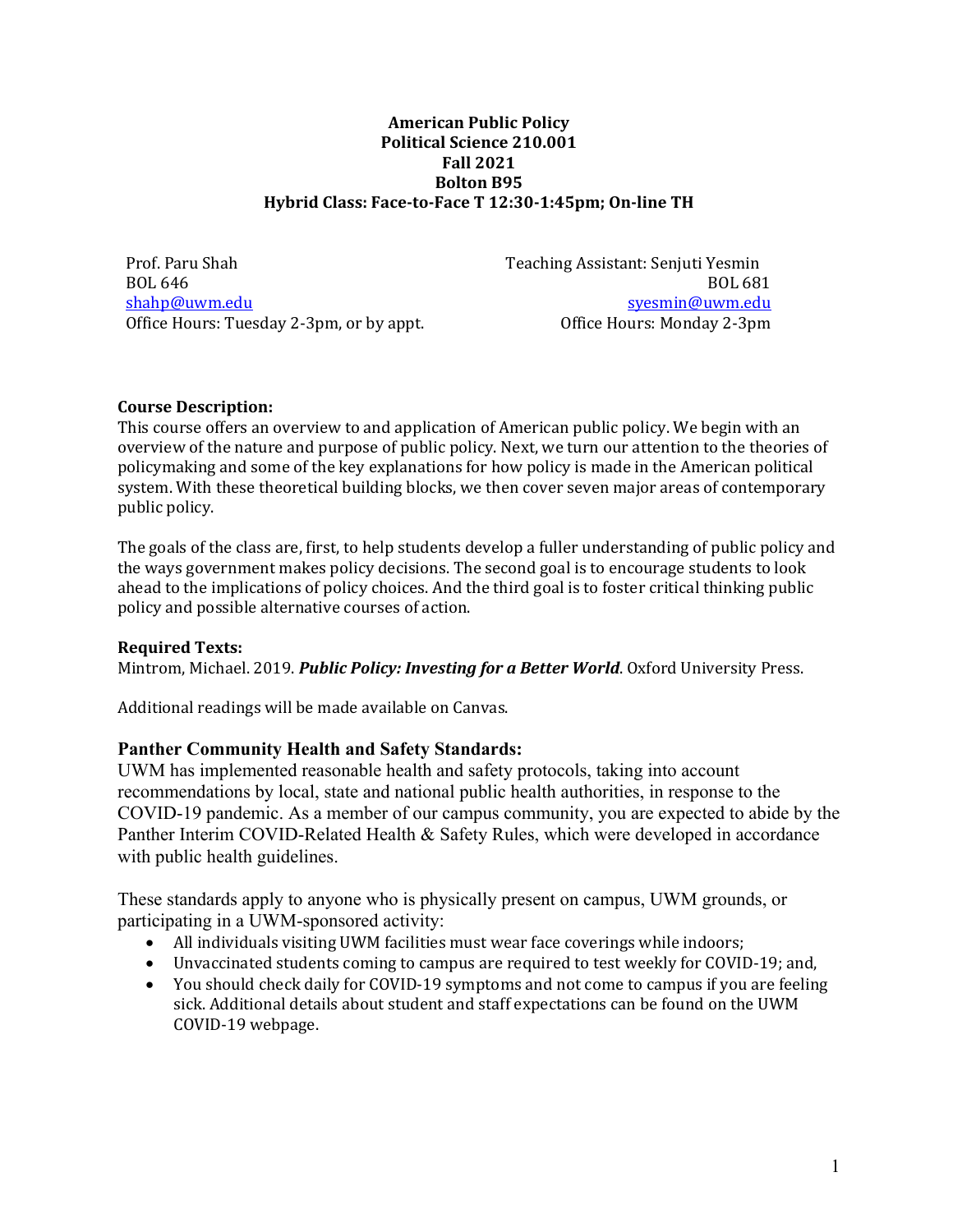**American Public Policy**
**Political Science 210.001**
**Fall 2021**
**Bolton B95**
**Hybrid Class: Face-to-Face T 12:30-1:45pm; On-line TH**

Prof. Paru Shah
BOL 646
shahp@uwm.edu
Office Hours: Tuesday 2-3pm, or by appt.

Teaching Assistant: Senjuti Yesmin
BOL 681
syesmin@uwm.edu
Office Hours: Monday 2-3pm

**Course Description:**
This course offers an overview to and application of American public policy. We begin with an overview of the nature and purpose of public policy. Next, we turn our attention to the theories of policymaking and some of the key explanations for how policy is made in the American political system. With these theoretical building blocks, we then cover seven major areas of contemporary public policy.

The goals of the class are, first, to help students develop a fuller understanding of public policy and the ways government makes policy decisions. The second goal is to encourage students to look ahead to the implications of policy choices. And the third goal is to foster critical thinking public policy and possible alternative courses of action.

**Required Texts:**
Mintrom, Michael. 2019. ***Public Policy: Investing for a Better World***. Oxford University Press.

Additional readings will be made available on Canvas.

**Panther Community Health and Safety Standards:**
UWM has implemented reasonable health and safety protocols, taking into account recommendations by local, state and national public health authorities, in response to the COVID-19 pandemic. As a member of our campus community, you are expected to abide by the Panther Interim COVID-Related Health & Safety Rules, which were developed in accordance with public health guidelines.

These standards apply to anyone who is physically present on campus, UWM grounds, or participating in a UWM-sponsored activity:

- All individuals visiting UWM facilities must wear face coverings while indoors;
- Unvaccinated students coming to campus are required to test weekly for COVID-19; and,
- You should check daily for COVID-19 symptoms and not come to campus if you are feeling sick. Additional details about student and staff expectations can be found on the UWM COVID-19 webpage.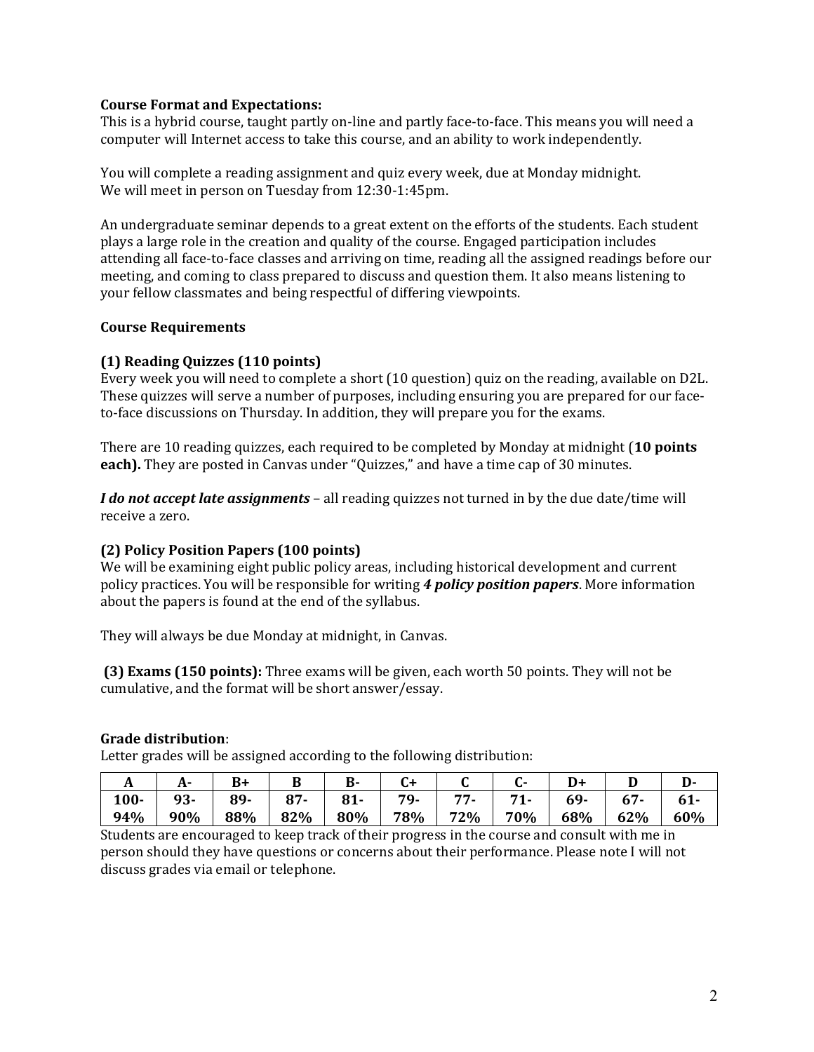**Course Format and Expectations:**
This is a hybrid course, taught partly on-line and partly face-to-face. This means you will need a computer will Internet access to take this course, and an ability to work independently.

You will complete a reading assignment and quiz every week, due at Monday midnight.
We will meet in person on Tuesday from 12:30-1:45pm.

An undergraduate seminar depends to a great extent on the efforts of the students. Each student plays a large role in the creation and quality of the course. Engaged participation includes attending all face-to-face classes and arriving on time, reading all the assigned readings before our meeting, and coming to class prepared to discuss and question them. It also means listening to your fellow classmates and being respectful of differing viewpoints.

**Course Requirements**

**(1) Reading Quizzes (110 points)**
Every week you will need to complete a short (10 question) quiz on the reading, available on D2L. These quizzes will serve a number of purposes, including ensuring you are prepared for our face-to-face discussions on Thursday. In addition, they will prepare you for the exams.

There are 10 reading quizzes, each required to be completed by Monday at midnight (**10 points each).** They are posted in Canvas under "Quizzes," and have a time cap of 30 minutes.

***I do not accept late assignments*** – all reading quizzes not turned in by the due date/time will receive a zero.

**(2) Policy Position Papers (100 points)**
We will be examining eight public policy areas, including historical development and current policy practices. You will be responsible for writing ***4 policy position papers***. More information about the papers is found at the end of the syllabus.

They will always be due Monday at midnight, in Canvas.

**(3) Exams (150 points):** Three exams will be given, each worth 50 points. They will not be cumulative, and the format will be short answer/essay.

**Grade distribution**:
Letter grades will be assigned according to the following distribution:

| A | A- | B+ | B | B- | C+ | C | C- | D+ | D | D- |
|---|---|---|---|---|---|---|---|---|---|---|
| 100-94% | 93-90% | 89-88% | 87-82% | 81-80% | 79-78% | 77-72% | 71-70% | 69-68% | 67-62% | 61-60% |

Students are encouraged to keep track of their progress in the course and consult with me in person should they have questions or concerns about their performance. Please note I will not discuss grades via email or telephone.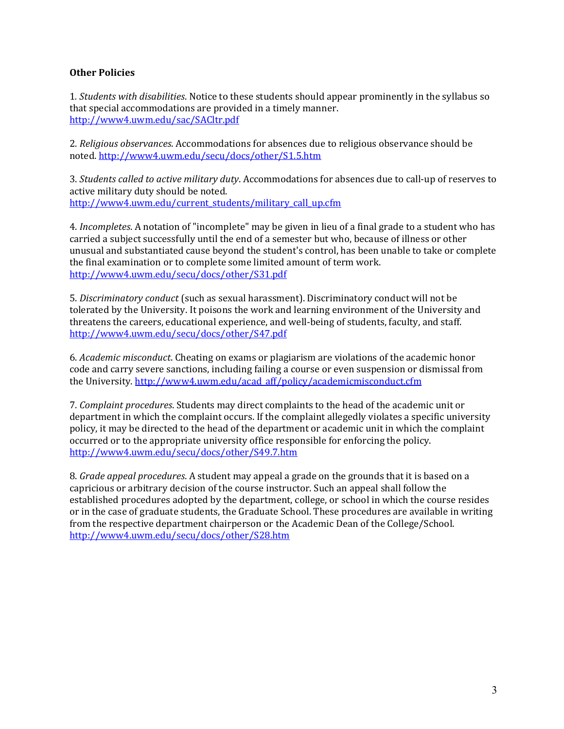**Other Policies**

1. *Students with disabilities*. Notice to these students should appear prominently in the syllabus so that special accommodations are provided in a timely manner.
http://www4.uwm.edu/sac/SACltr.pdf

2. *Religious observances*. Accommodations for absences due to religious observance should be noted. http://www4.uwm.edu/secu/docs/other/S1.5.htm

3. *Students called to active military duty*. Accommodations for absences due to call-up of reserves to active military duty should be noted.
http://www4.uwm.edu/current_students/military_call_up.cfm

4. *Incompletes*. A notation of "incomplete" may be given in lieu of a final grade to a student who has carried a subject successfully until the end of a semester but who, because of illness or other unusual and substantiated cause beyond the student's control, has been unable to take or complete the final examination or to complete some limited amount of term work.
http://www4.uwm.edu/secu/docs/other/S31.pdf

5. *Discriminatory conduct* (such as sexual harassment). Discriminatory conduct will not be tolerated by the University. It poisons the work and learning environment of the University and threatens the careers, educational experience, and well-being of students, faculty, and staff.
http://www4.uwm.edu/secu/docs/other/S47.pdf

6. *Academic misconduct*. Cheating on exams or plagiarism are violations of the academic honor code and carry severe sanctions, including failing a course or even suspension or dismissal from the University. http://www4.uwm.edu/acad_aff/policy/academicmisconduct.cfm

7. *Complaint procedures*. Students may direct complaints to the head of the academic unit or department in which the complaint occurs. If the complaint allegedly violates a specific university policy, it may be directed to the head of the department or academic unit in which the complaint occurred or to the appropriate university office responsible for enforcing the policy.
http://www4.uwm.edu/secu/docs/other/S49.7.htm

8. *Grade appeal procedures*. A student may appeal a grade on the grounds that it is based on a capricious or arbitrary decision of the course instructor. Such an appeal shall follow the established procedures adopted by the department, college, or school in which the course resides or in the case of graduate students, the Graduate School. These procedures are available in writing from the respective department chairperson or the Academic Dean of the College/School.
http://www4.uwm.edu/secu/docs/other/S28.htm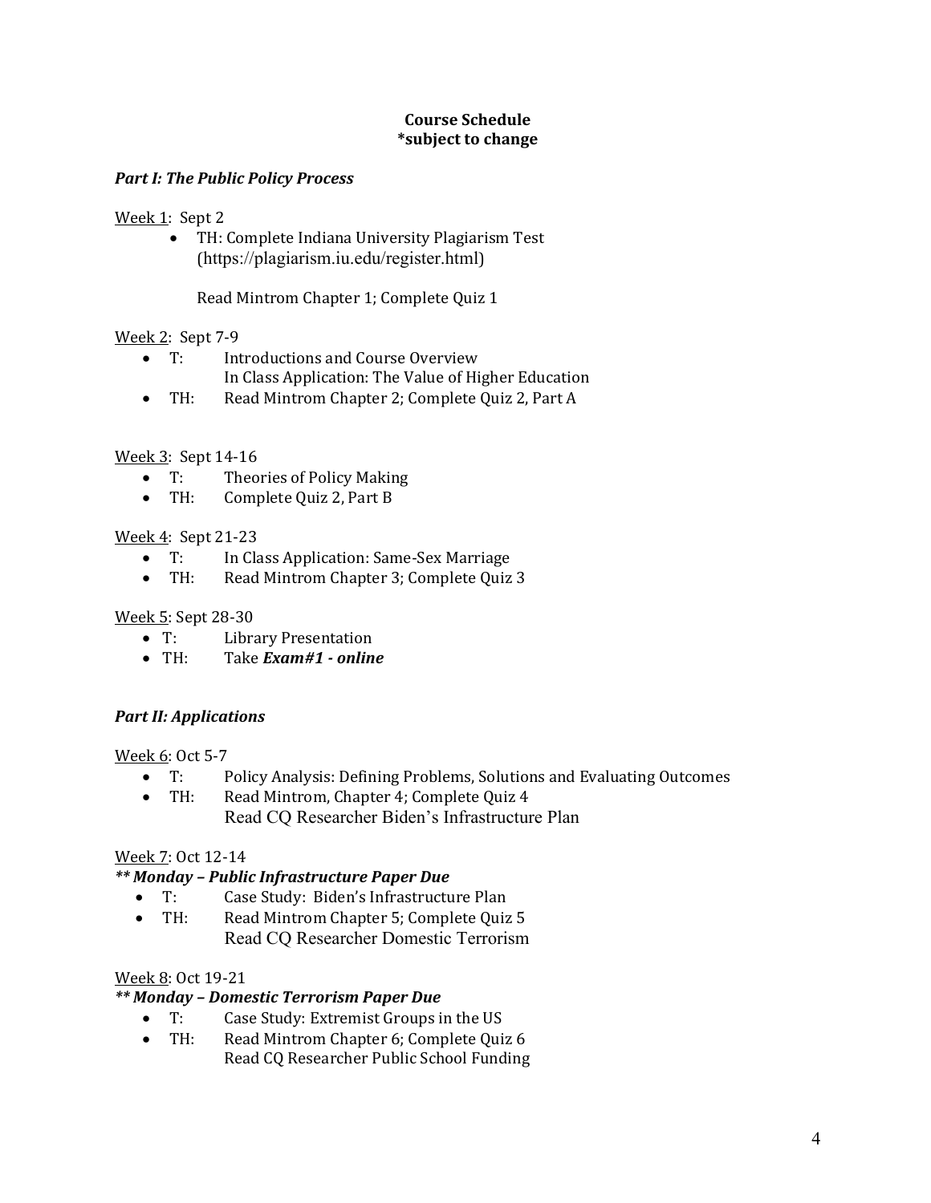**Course Schedule**
**\*subject to change**

***Part I: The Public Policy Process***

Week 1: Sept 2

- TH: Complete Indiana University Plagiarism Test (https://plagiarism.iu.edu/register.html)

  Read Mintrom Chapter 1; Complete Quiz 1

Week 2: Sept 7-9

- T: Introductions and Course Overview
  In Class Application: The Value of Higher Education
- TH: Read Mintrom Chapter 2; Complete Quiz 2, Part A

Week 3: Sept 14-16

- T: Theories of Policy Making
- TH: Complete Quiz 2, Part B

Week 4: Sept 21-23

- T: In Class Application: Same-Sex Marriage
- TH: Read Mintrom Chapter 3; Complete Quiz 3

Week 5: Sept 28-30

- T: Library Presentation
- TH: Take ***Exam#1 - online***

***Part II: Applications***

Week 6: Oct 5-7

- T: Policy Analysis: Defining Problems, Solutions and Evaluating Outcomes
- TH: Read Mintrom, Chapter 4; Complete Quiz 4
  Read CQ Researcher Biden's Infrastructure Plan

Week 7: Oct 12-14

***\*\* Monday – Public Infrastructure Paper Due***

- T: Case Study: Biden's Infrastructure Plan
- TH: Read Mintrom Chapter 5; Complete Quiz 5
  Read CQ Researcher Domestic Terrorism

Week 8: Oct 19-21

***\*\* Monday – Domestic Terrorism Paper Due***

- T: Case Study: Extremist Groups in the US
- TH: Read Mintrom Chapter 6; Complete Quiz 6
  Read CQ Researcher Public School Funding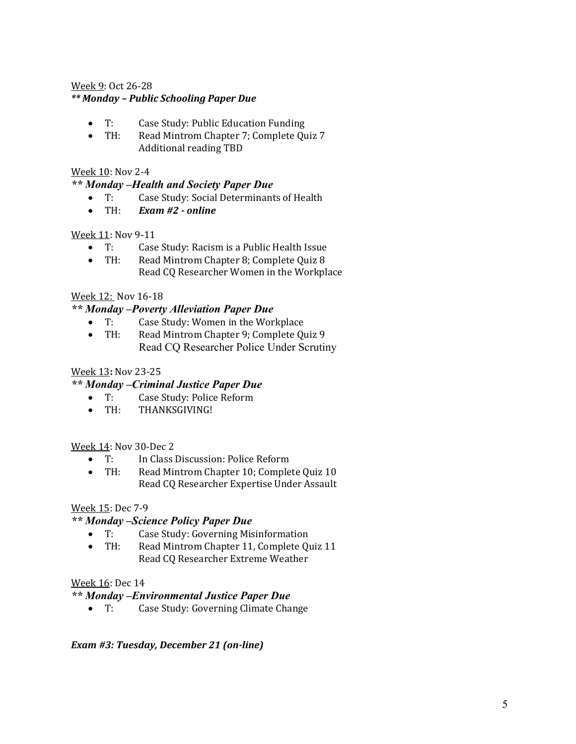<u>Week 9</u>: Oct 26-28

***\*\* Monday – Public Schooling Paper Due***

- T: Case Study: Public Education Funding
- TH: Read Mintrom Chapter 7; Complete Quiz 7  
  Additional reading TBD

<u>Week 10</u>: Nov 2-4

***\*\* Monday –Health and Society Paper Due***

- T: Case Study: Social Determinants of Health
- TH: ***Exam #2 - online***

<u>Week 11</u>: Nov 9-11

- T: Case Study: Racism is a Public Health Issue
- TH: Read Mintrom Chapter 8; Complete Quiz 8  
  Read CQ Researcher Women in the Workplace

<u>Week 12</u>: Nov 16-18

***\*\* Monday –Poverty Alleviation Paper Due***

- T: Case Study: Women in the Workplace
- TH: Read Mintrom Chapter 9; Complete Quiz 9  
  Read CQ Researcher Police Under Scrutiny

<u>Week 13</u>**:** Nov 23-25

***\*\* Monday –Criminal Justice Paper Due***

- T: Case Study: Police Reform
- TH: THANKSGIVING!

<u>Week 14</u>: Nov 30-Dec 2

- T: In Class Discussion: Police Reform
- TH: Read Mintrom Chapter 10; Complete Quiz 10  
  Read CQ Researcher Expertise Under Assault

<u>Week 15</u>: Dec 7-9

***\*\* Monday –Science Policy Paper Due***

- T: Case Study: Governing Misinformation
- TH: Read Mintrom Chapter 11, Complete Quiz 11  
  Read CQ Researcher Extreme Weather

<u>Week 16</u>: Dec 14

***\*\* Monday –Environmental Justice Paper Due***

- T: Case Study: Governing Climate Change

***Exam #3: Tuesday, December 21 (on-line)***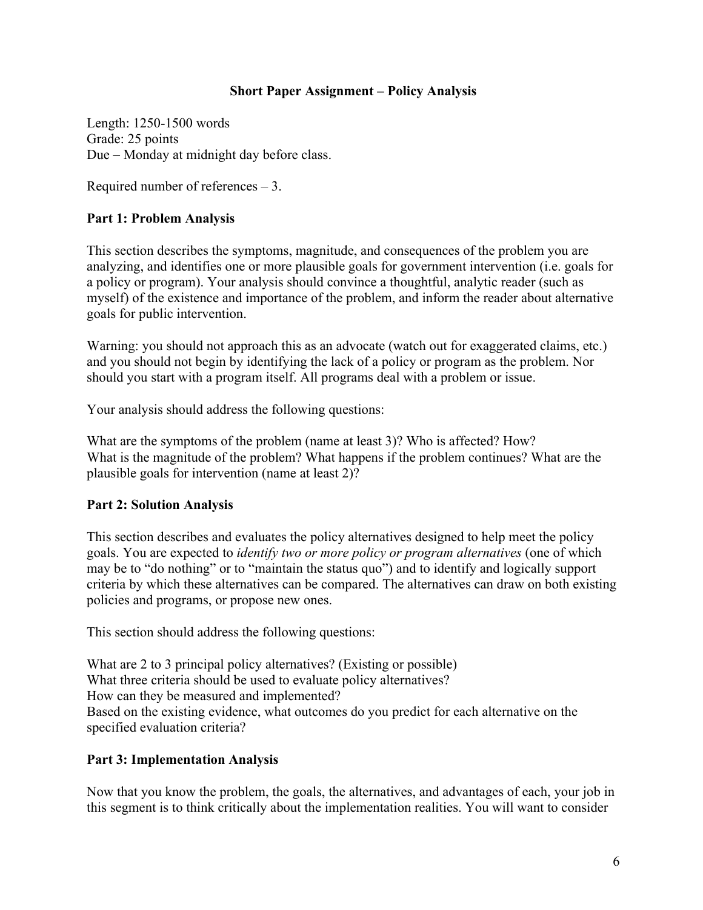**Short Paper Assignment – Policy Analysis**

Length: 1250-1500 words
Grade: 25 points
Due – Monday at midnight day before class.

Required number of references – 3.

## Part 1: Problem Analysis

This section describes the symptoms, magnitude, and consequences of the problem you are analyzing, and identifies one or more plausible goals for government intervention (i.e. goals for a policy or program). Your analysis should convince a thoughtful, analytic reader (such as myself) of the existence and importance of the problem, and inform the reader about alternative goals for public intervention.

Warning: you should not approach this as an advocate (watch out for exaggerated claims, etc.) and you should not begin by identifying the lack of a policy or program as the problem. Nor should you start with a program itself. All programs deal with a problem or issue.

Your analysis should address the following questions:

What are the symptoms of the problem (name at least 3)? Who is affected? How?
What is the magnitude of the problem? What happens if the problem continues? What are the plausible goals for intervention (name at least 2)?

## Part 2: Solution Analysis

This section describes and evaluates the policy alternatives designed to help meet the policy goals. You are expected to *identify two or more policy or program alternatives* (one of which may be to "do nothing" or to "maintain the status quo") and to identify and logically support criteria by which these alternatives can be compared. The alternatives can draw on both existing policies and programs, or propose new ones.

This section should address the following questions:

What are 2 to 3 principal policy alternatives? (Existing or possible)
What three criteria should be used to evaluate policy alternatives?
How can they be measured and implemented?
Based on the existing evidence, what outcomes do you predict for each alternative on the specified evaluation criteria?

## Part 3: Implementation Analysis

Now that you know the problem, the goals, the alternatives, and advantages of each, your job in this segment is to think critically about the implementation realities. You will want to consider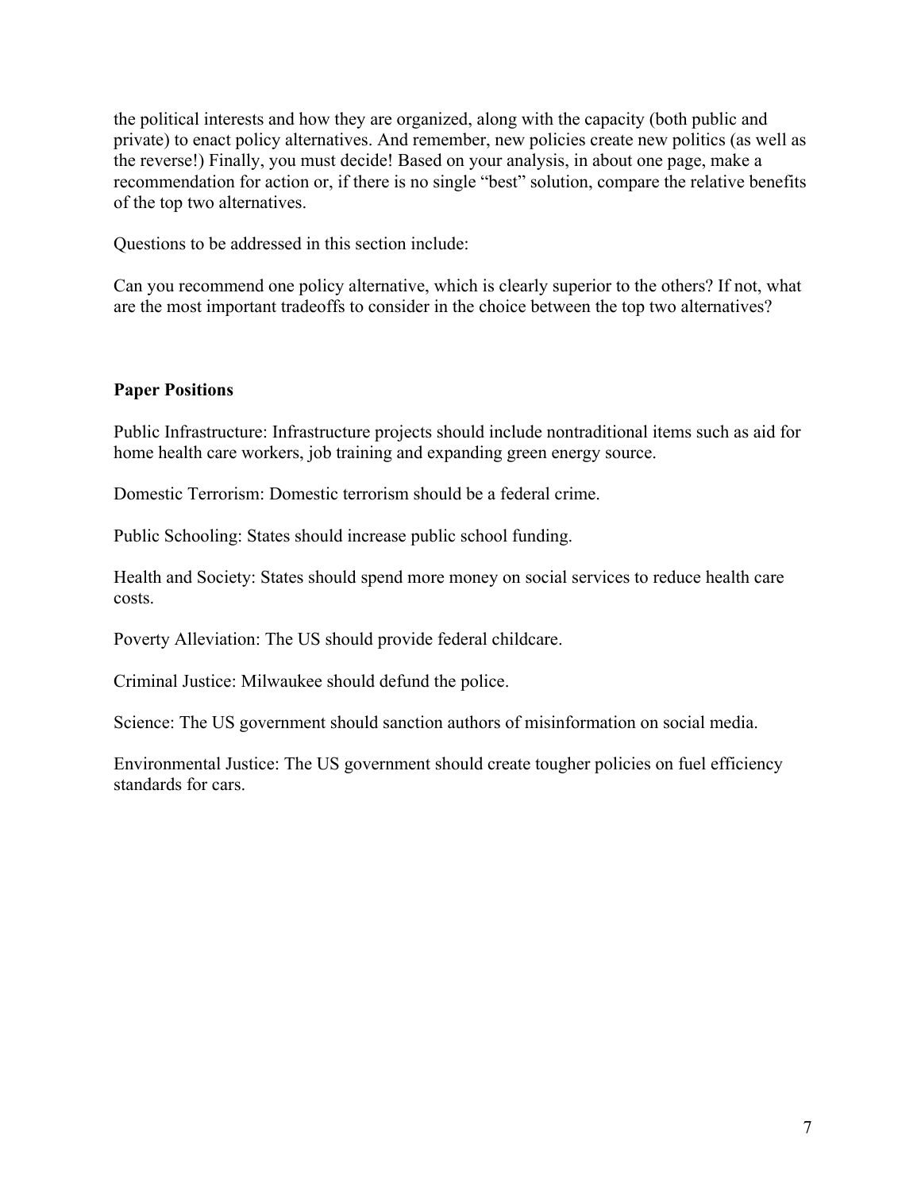the political interests and how they are organized, along with the capacity (both public and private) to enact policy alternatives. And remember, new policies create new politics (as well as the reverse!) Finally, you must decide! Based on your analysis, in about one page, make a recommendation for action or, if there is no single "best" solution, compare the relative benefits of the top two alternatives.

Questions to be addressed in this section include:

Can you recommend one policy alternative, which is clearly superior to the others? If not, what are the most important tradeoffs to consider in the choice between the top two alternatives?

**Paper Positions**

Public Infrastructure: Infrastructure projects should include nontraditional items such as aid for home health care workers, job training and expanding green energy source.

Domestic Terrorism: Domestic terrorism should be a federal crime.

Public Schooling: States should increase public school funding.

Health and Society: States should spend more money on social services to reduce health care costs.

Poverty Alleviation: The US should provide federal childcare.

Criminal Justice: Milwaukee should defund the police.

Science: The US government should sanction authors of misinformation on social media.

Environmental Justice: The US government should create tougher policies on fuel efficiency standards for cars.